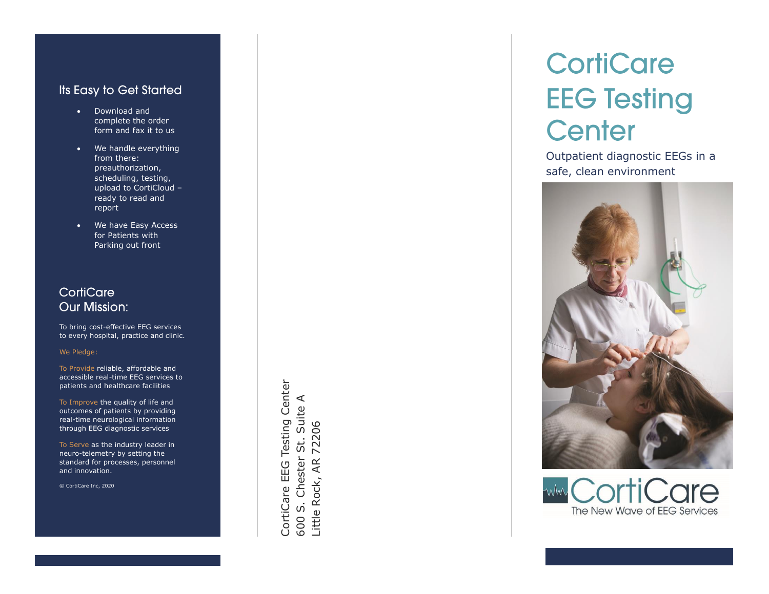## Its Easy to Get Started

- Download and complete the order form and fax it to us
- We handle everything from there: preauthorization, scheduling, testing, upload to CortiCloud – ready to read and report
- We have Easy Access for Patients with Parking out front

## CortiCare Our Mission:

To bring cost-effective EEG services to every hospital, practice and clinic.

We Pledge:

To Provide reliable, affordable and accessible real-time EEG services to patients and healthcare facilities

To Improve the quality of life and outcomes of patients by providing real-time neurological information through EEG diagnostic services

To Serve as the industry leader in neuro-telemetry by setting the standard for processes, personnel and innovation.

© CortiCare Inc, 2020

CortiCare EEG Testing Center
600 S. Chester St. Suite A
Little Rock, AR 72206

# CortiCare EEG Testing Center

Outpatient diagnostic EEGs in a safe, clean environment

CortiCare
The New Wave of EEG Services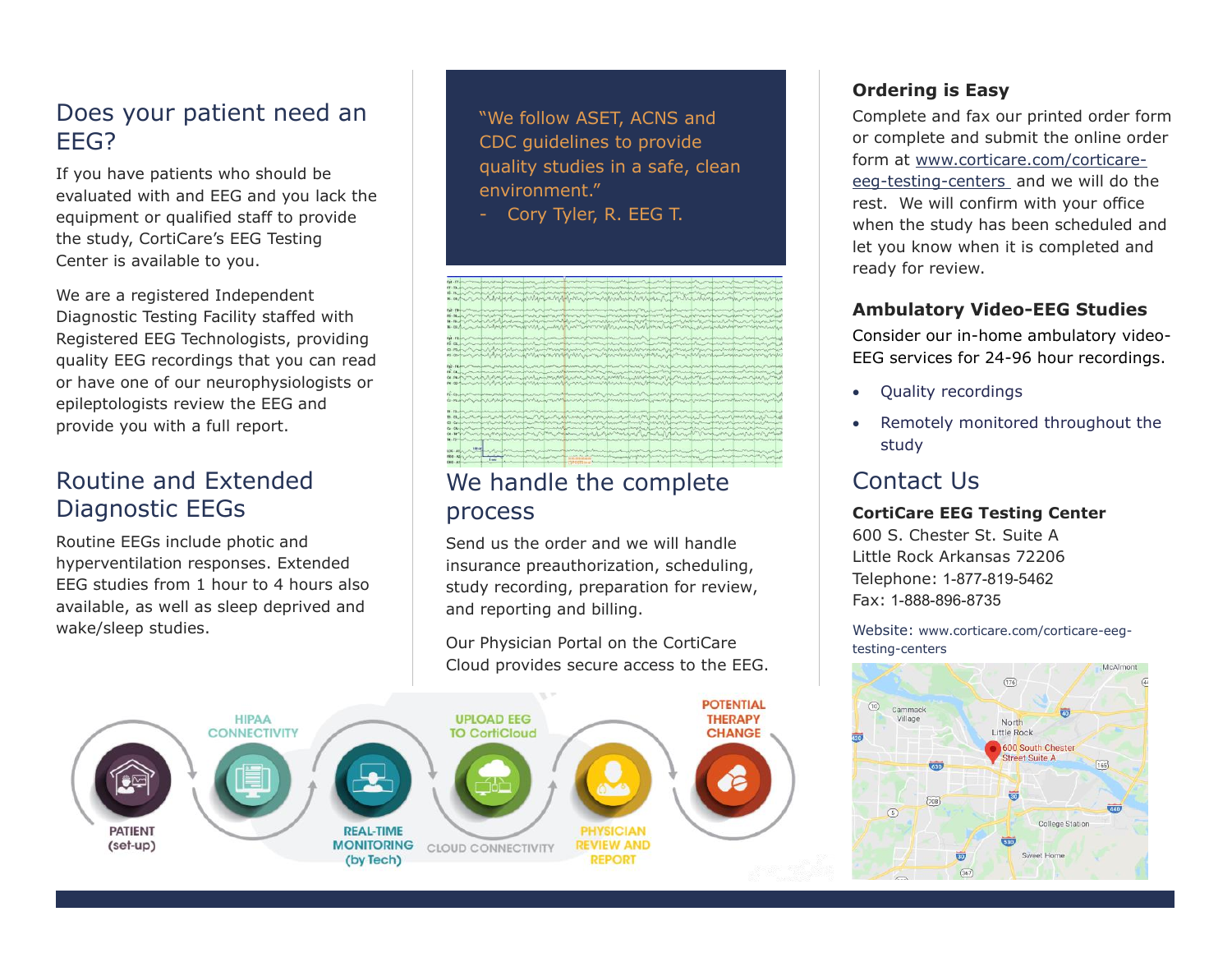## Does your patient need an EEG?

If you have patients who should be evaluated with and EEG and you lack the equipment or qualified staff to provide the study, CortiCare's EEG Testing Center is available to you.

We are a registered Independent Diagnostic Testing Facility staffed with Registered EEG Technologists, providing quality EEG recordings that you can read or have one of our neurophysiologists or epileptologists review the EEG and provide you with a full report.

## Routine and Extended Diagnostic EEGs

Routine EEGs include photic and hyperventilation responses. Extended EEG studies from 1 hour to 4 hours also available, as well as sleep deprived and wake/sleep studies.

"We follow ASET, ACNS and CDC guidelines to provide quality studies in a safe, clean environment."

- Cory Tyler, R. EEG T.

## We handle the complete process

Send us the order and we will handle insurance preauthorization, scheduling, study recording, preparation for review, and reporting and billing.

Our Physician Portal on the CortiCare Cloud provides secure access to the EEG.

### Ordering is Easy

Complete and fax our printed order form or complete and submit the online order form at www.corticare.com/corticare-eeg-testing-centers and we will do the rest. We will confirm with your office when the study has been scheduled and let you know when it is completed and ready for review.

### Ambulatory Video-EEG Studies

Consider our in-home ambulatory video-EEG services for 24-96 hour recordings.

- Quality recordings
- Remotely monitored throughout the study

## Contact Us

**CortiCare EEG Testing Center**
600 S. Chester St. Suite A
Little Rock Arkansas 72206
Telephone: 1-877-819-5462
Fax: 1-888-896-8735

Website: www.corticare.com/corticare-eeg-testing-centers

PATIENT (set-up)
HIPAA CONNECTIVITY
REAL-TIME MONITORING (by Tech)
UPLOAD EEG TO CortiCloud
CLOUD CONNECTIVITY
PHYSICIAN REVIEW AND REPORT
POTENTIAL THERAPY CHANGE